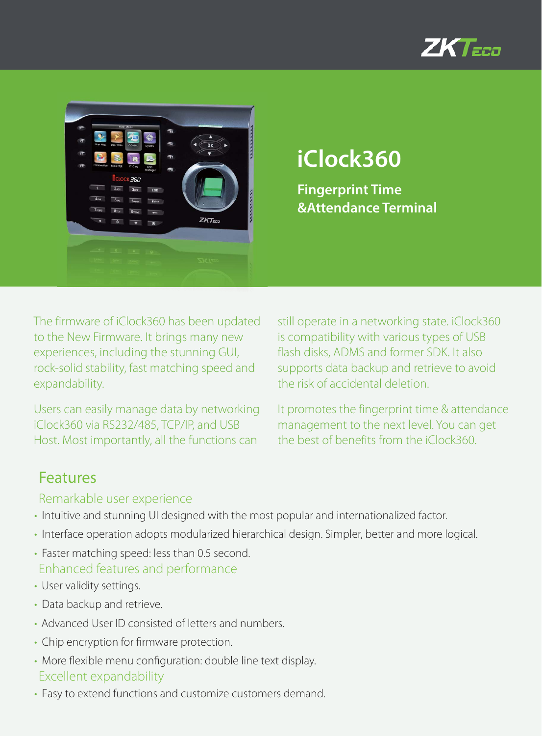# iClock360

## Fingerprint Time &Attendance Terminal

The firmware of iClock360 has been updated to the New Firmware. It brings many new experiences, including the stunning GUI, rock-solid stability, fast matching speed and expandability.

Users can easily manage data by networking iClock360 via RS232/485, TCP/IP, and USB Host. Most importantly, all the functions can still operate in a networking state. iClock360 is compatibility with various types of USB flash disks, ADMS and former SDK. It also supports data backup and retrieve to avoid the risk of accidental deletion.

It promotes the fingerprint time & attendance management to the next level. You can get the best of benefits from the iClock360.

## Features

### Remarkable user experience

- Intuitive and stunning UI designed with the most popular and internationalized factor.
- Interface operation adopts modularized hierarchical design. Simpler, better and more logical.
- Faster matching speed: less than 0.5 second.

### Enhanced features and performance

- User validity settings.
- Data backup and retrieve.
- Advanced User ID consisted of letters and numbers.
- Chip encryption for firmware protection.
- More flexible menu configuration: double line text display.

### Excellent expandability

- Easy to extend functions and customize customers demand.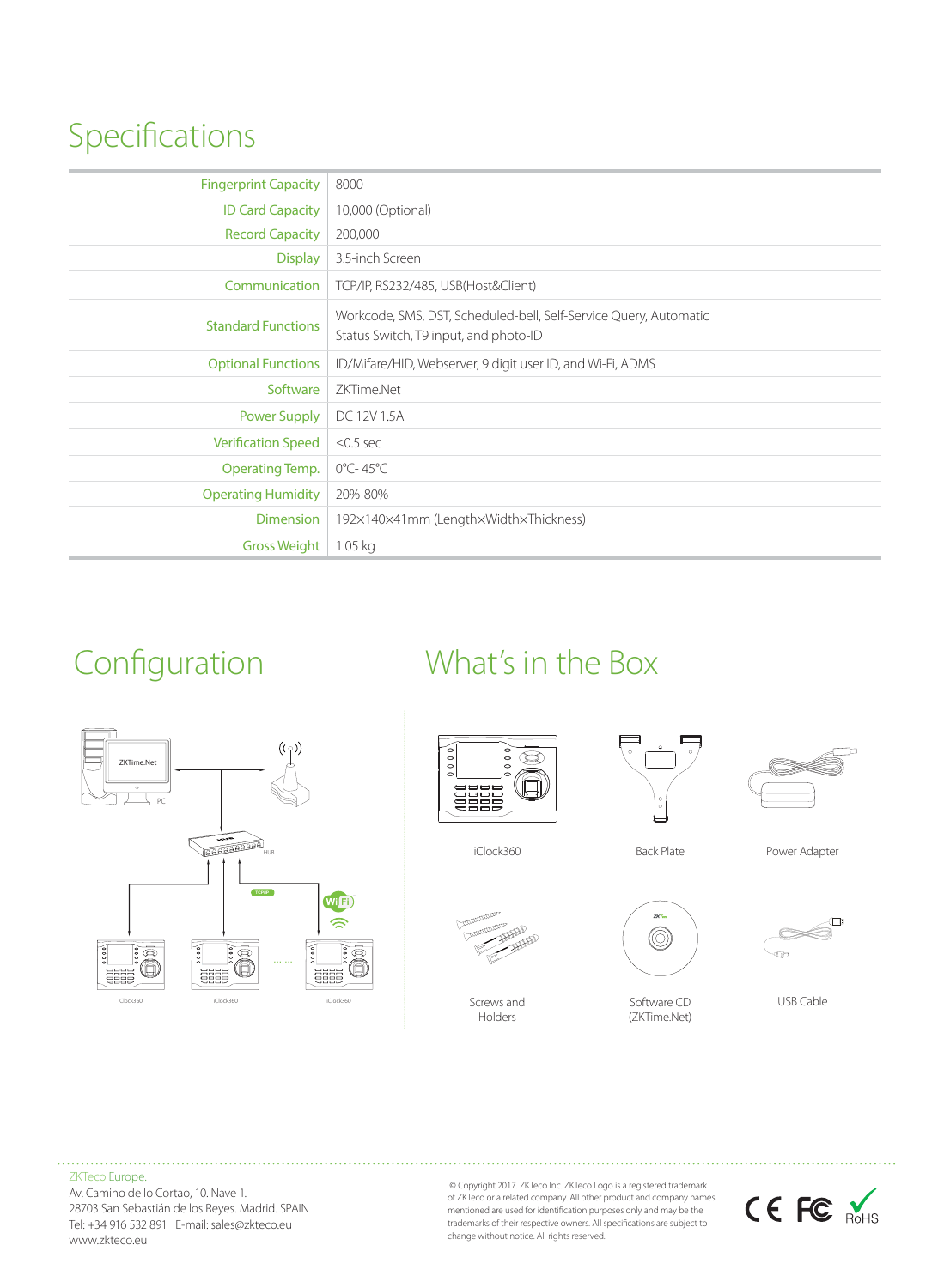# Specifications

| | |
|---|---|
| Fingerprint Capacity | 8000 |
| ID Card Capacity | 10,000 (Optional) |
| Record Capacity | 200,000 |
| Display | 3.5-inch Screen |
| Communication | TCP/IP, RS232/485, USB(Host&Client) |
| Standard Functions | Workcode, SMS, DST, Scheduled-bell, Self-Service Query, Automatic Status Switch, T9 input, and photo-ID |
| Optional Functions | ID/Mifare/HID, Webserver, 9 digit user ID, and Wi-Fi, ADMS |
| Software | ZKTime.Net |
| Power Supply | DC 12V 1.5A |
| Verification Speed | ≤0.5 sec |
| Operating Temp. | 0℃- 45℃ |
| Operating Humidity | 20%-80% |
| Dimension | 192×140×41mm (Length×Width×Thickness) |
| Gross Weight | 1.05 kg |

# Configuration

ZKTime.Net

PC

HUB

TCP/IP

WiFi

iClock360

iClock360

iClock360

# What's in the Box

iClock360

Back Plate

Power Adapter

Screws and Holders

Software CD (ZKTime.Net)

USB Cable

ZKTeco Europe.
Av. Camino de lo Cortao, 10. Nave 1.
28703 San Sebastián de los Reyes. Madrid. SPAIN
Tel: +34 916 532 891 E-mail: sales@zkteco.eu
www.zkteco.eu

© Copyright 2017. ZKTeco Inc. ZKTeco Logo is a registered trademark of ZKTeco or a related company. All other product and company names mentioned are used for identification purposes only and may be the trademarks of their respective owners. All specifications are subject to change without notice. All rights reserved.

CE FC RoHS